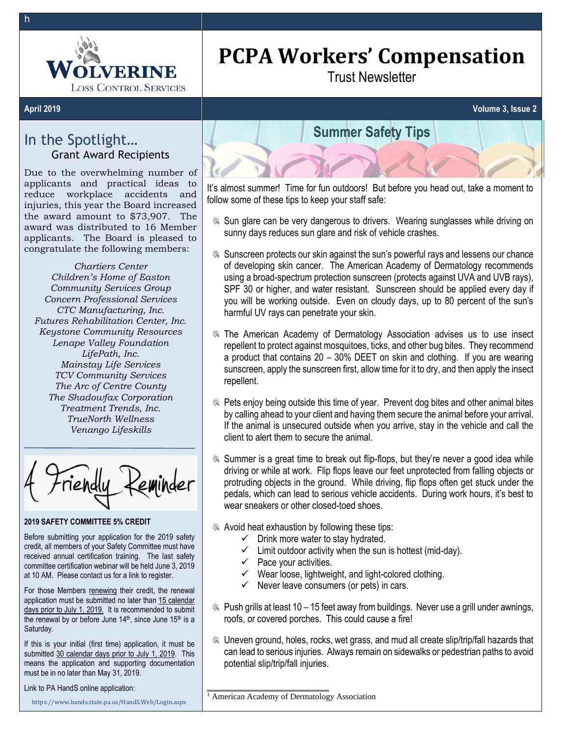# PCPA Workers' Compensation

Trust Newsletter

**April 2019** **Volume 3, Issue 2**

## In the Spotlight…

### Grant Award Recipients

Due to the overwhelming number of applicants and practical ideas to reduce workplace accidents and injuries, this year the Board increased the award amount to $73,907. The award was distributed to 16 Member applicants. The Board is pleased to congratulate the following members:

*Chartiers Center*
*Children's Home of Easton*
*Community Services Group*
*Concern Professional Services*
*CTC Manufacturing, Inc.*
*Futures Rehabilitation Center, Inc.*
*Keystone Community Resources*
*Lenape Valley Foundation*
*LifePath, Inc.*
*Mainstay Life Services*
*TCV Community Services*
*The Arc of Centre County*
*The Shadowfax Corporation*
*Treatment Trends, Inc.*
*TrueNorth Wellness*
*Venango Lifeskills*

## A Friendly Reminder

**2019 SAFETY COMMITTEE 5% CREDIT**

Before submitting your application for the 2019 safety credit, all members of your Safety Committee must have received annual certification training. The last safety committee certification webinar will be held June 3, 2019 at 10 AM. Please contact us for a link to register.

For those Members renewing their credit, the renewal application must be submitted no later than 15 calendar days prior to July 1, 2019. It is recommended to submit the renewal by or before June 14th, since June 15th is a Saturday.

If this is your initial (first time) application, it must be submitted 30 calendar days prior to July 1, 2019. This means the application and supporting documentation must be in no later than May 31, 2019.

Link to PA HandS online application:

https://www.hands.state.pa.us/HandS.Web/Login.aspx

## Summer Safety Tips

It's almost summer! Time for fun outdoors! But before you head out, take a moment to follow some of these tips to keep your staff safe:

- Sun glare can be very dangerous to drivers. Wearing sunglasses while driving on sunny days reduces sun glare and risk of vehicle crashes.
- Sunscreen protects our skin against the sun's powerful rays and lessens our chance of developing skin cancer. The American Academy of Dermatology recommends using a broad-spectrum protection sunscreen (protects against UVA and UVB rays), SPF 30 or higher, and water resistant. Sunscreen should be applied every day if you will be working outside. Even on cloudy days, up to 80 percent of the sun's harmful UV rays can penetrate your skin.
- The American Academy of Dermatology Association advises us to use insect repellent to protect against mosquitoes, ticks, and other bug bites. They recommend a product that contains 20 – 30% DEET on skin and clothing. If you are wearing sunscreen, apply the sunscreen first, allow time for it to dry, and then apply the insect repellent.
- Pets enjoy being outside this time of year. Prevent dog bites and other animal bites by calling ahead to your client and having them secure the animal before your arrival. If the animal is unsecured outside when you arrive, stay in the vehicle and call the client to alert them to secure the animal.
- Summer is a great time to break out flip-flops, but they're never a good idea while driving or while at work. Flip flops leave our feet unprotected from falling objects or protruding objects in the ground. While driving, flip flops often get stuck under the pedals, which can lead to serious vehicle accidents. During work hours, it's best to wear sneakers or other closed-toed shoes.
- Avoid heat exhaustion by following these tips:
  - ✓ Drink more water to stay hydrated.
  - ✓ Limit outdoor activity when the sun is hottest (mid-day).
  - ✓ Pace your activities.
  - ✓ Wear loose, lightweight, and light-colored clothing.
  - ✓ Never leave consumers (or pets) in cars.
- Push grills at least 10 – 15 feet away from buildings. Never use a grill under awnings, roofs, or covered porches. This could cause a fire!
- Uneven ground, holes, rocks, wet grass, and mud all create slip/trip/fall hazards that can lead to serious injuries. Always remain on sidewalks or pedestrian paths to avoid potential slip/trip/fall injuries.

[1] American Academy of Dermatology Association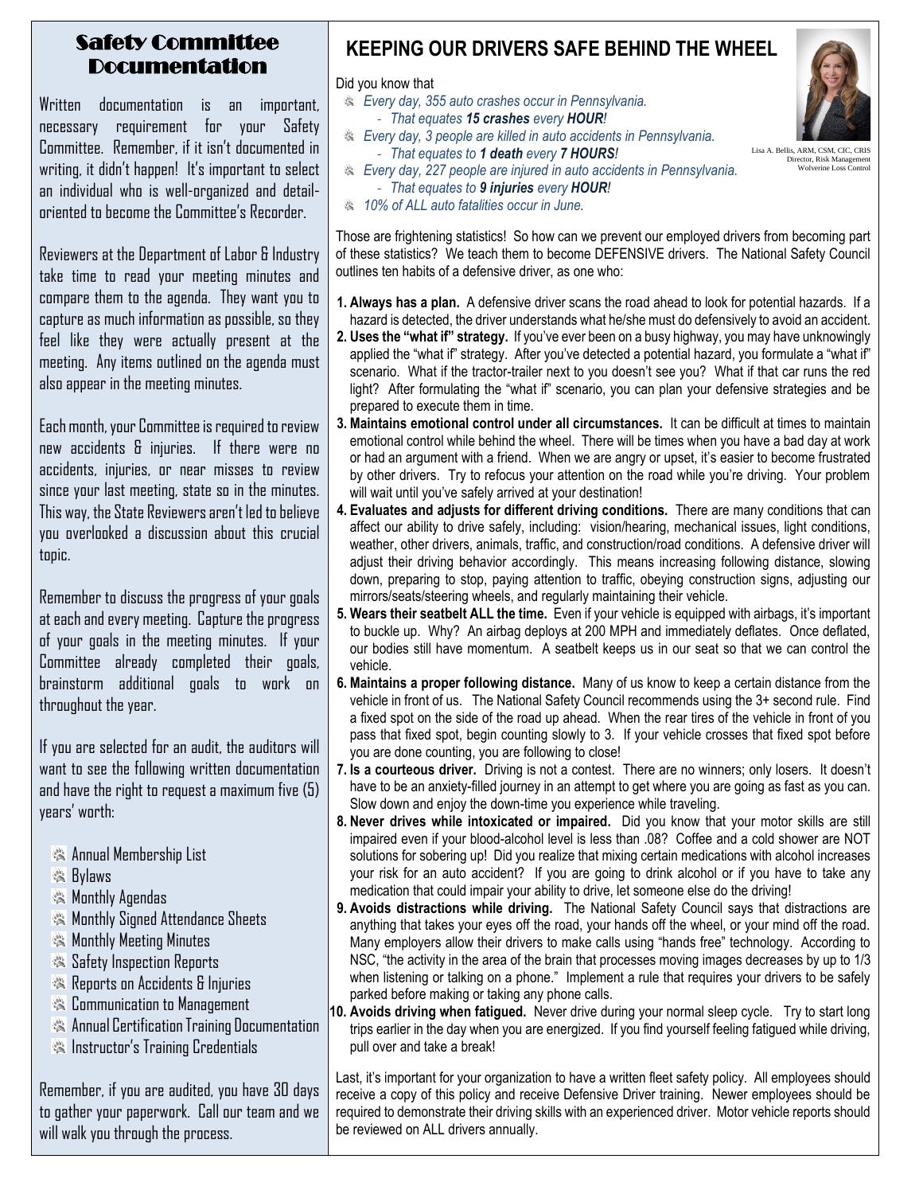## Safety Committee Documentation

Written documentation is an important, necessary requirement for your Safety Committee. Remember, if it isn't documented in writing, it didn't happen! It's important to select an individual who is well-organized and detail-oriented to become the Committee's Recorder.

Reviewers at the Department of Labor & Industry take time to read your meeting minutes and compare them to the agenda. They want you to capture as much information as possible, so they feel like they were actually present at the meeting. Any items outlined on the agenda must also appear in the meeting minutes.

Each month, your Committee is required to review new accidents & injuries. If there were no accidents, injuries, or near misses to review since your last meeting, state so in the minutes. This way, the State Reviewers aren't led to believe you overlooked a discussion about this crucial topic.

Remember to discuss the progress of your goals at each and every meeting. Capture the progress of your goals in the meeting minutes. If your Committee already completed their goals, brainstorm additional goals to work on throughout the year.

If you are selected for an audit, the auditors will want to see the following written documentation and have the right to request a maximum five (5) years' worth:

- Annual Membership List
- Bylaws
- Monthly Agendas
- Monthly Signed Attendance Sheets
- Monthly Meeting Minutes
- Safety Inspection Reports
- Reports on Accidents & Injuries
- Communication to Management
- Annual Certification Training Documentation
- Instructor's Training Credentials

Remember, if you are audited, you have 30 days to gather your paperwork. Call our team and we will walk you through the process.

## KEEPING OUR DRIVERS SAFE BEHIND THE WHEEL

Lisa A. Bellis, ARM, CSM, CIC, CRIS
Director, Risk Management
Wolverine Loss Control

Did you know that

- *Every day, 355 auto crashes occur in Pennsylvania.*
  - *That equates **15 crashes** every **HOUR**!*
- *Every day, 3 people are killed in auto accidents in Pennsylvania.*
  - *That equates to **1 death** every **7 HOURS**!*
- *Every day, 227 people are injured in auto accidents in Pennsylvania.*
  - *That equates to **9 injuries** every **HOUR**!*
- *10% of ALL auto fatalities occur in June.*

Those are frightening statistics! So how can we prevent our employed drivers from becoming part of these statistics? We teach them to become DEFENSIVE drivers. The National Safety Council outlines ten habits of a defensive driver, as one who:

1. **Always has a plan.** A defensive driver scans the road ahead to look for potential hazards. If a hazard is detected, the driver understands what he/she must do defensively to avoid an accident.
2. **Uses the "what if" strategy.** If you've ever been on a busy highway, you may have unknowingly applied the "what if" strategy. After you've detected a potential hazard, you formulate a "what if" scenario. What if the tractor-trailer next to you doesn't see you? What if that car runs the red light? After formulating the "what if" scenario, you can plan your defensive strategies and be prepared to execute them in time.
3. **Maintains emotional control under all circumstances.** It can be difficult at times to maintain emotional control while behind the wheel. There will be times when you have a bad day at work or had an argument with a friend. When we are angry or upset, it's easier to become frustrated by other drivers. Try to refocus your attention on the road while you're driving. Your problem will wait until you've safely arrived at your destination!
4. **Evaluates and adjusts for different driving conditions.** There are many conditions that can affect our ability to drive safely, including: vision/hearing, mechanical issues, light conditions, weather, other drivers, animals, traffic, and construction/road conditions. A defensive driver will adjust their driving behavior accordingly. This means increasing following distance, slowing down, preparing to stop, paying attention to traffic, obeying construction signs, adjusting our mirrors/seats/steering wheels, and regularly maintaining their vehicle.
5. **Wears their seatbelt ALL the time.** Even if your vehicle is equipped with airbags, it's important to buckle up. Why? An airbag deploys at 200 MPH and immediately deflates. Once deflated, our bodies still have momentum. A seatbelt keeps us in our seat so that we can control the vehicle.
6. **Maintains a proper following distance.** Many of us know to keep a certain distance from the vehicle in front of us. The National Safety Council recommends using the 3+ second rule. Find a fixed spot on the side of the road up ahead. When the rear tires of the vehicle in front of you pass that fixed spot, begin counting slowly to 3. If your vehicle crosses that fixed spot before you are done counting, you are following to close!
7. **Is a courteous driver.** Driving is not a contest. There are no winners; only losers. It doesn't have to be an anxiety-filled journey in an attempt to get where you are going as fast as you can. Slow down and enjoy the down-time you experience while traveling.
8. **Never drives while intoxicated or impaired.** Did you know that your motor skills are still impaired even if your blood-alcohol level is less than .08? Coffee and a cold shower are NOT solutions for sobering up! Did you realize that mixing certain medications with alcohol increases your risk for an auto accident? If you are going to drink alcohol or if you have to take any medication that could impair your ability to drive, let someone else do the driving!
9. **Avoids distractions while driving.** The National Safety Council says that distractions are anything that takes your eyes off the road, your hands off the wheel, or your mind off the road. Many employers allow their drivers to make calls using "hands free" technology. According to NSC, "the activity in the area of the brain that processes moving images decreases by up to 1/3 when listening or talking on a phone." Implement a rule that requires your drivers to be safely parked before making or taking any phone calls.
10. **Avoids driving when fatigued.** Never drive during your normal sleep cycle. Try to start long trips earlier in the day when you are energized. If you find yourself feeling fatigued while driving, pull over and take a break!

Last, it's important for your organization to have a written fleet safety policy. All employees should receive a copy of this policy and receive Defensive Driver training. Newer employees should be required to demonstrate their driving skills with an experienced driver. Motor vehicle reports should be reviewed on ALL drivers annually.